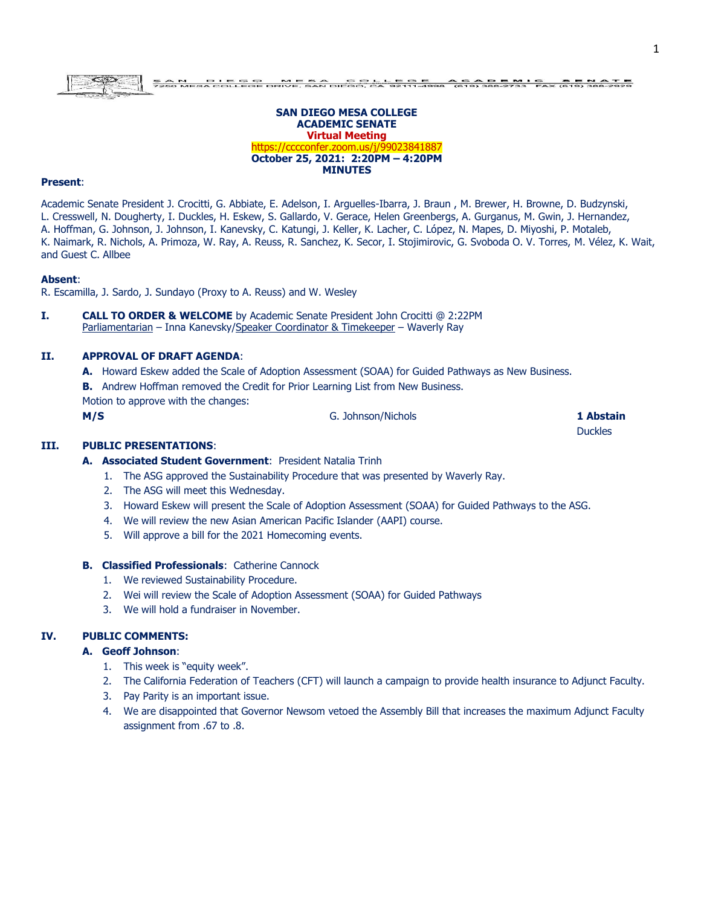SAN DIEGO MESA COLLEGE ACADEMIC SENATE
7250 MESA COLLEGE DRIVE, SAN DIEGO, CA 92111-4998 (619) 388-2733 FAX (619) 388-2929

**SAN DIEGO MESA COLLEGE**
**ACADEMIC SENATE**
**Virtual Meeting**
https://cccconfer.zoom.us/j/99023841887
**October 25, 2021: 2:20PM – 4:20PM**
**MINUTES**

**Present**:

Academic Senate President J. Crocitti, G. Abbiate, E. Adelson, I. Arguelles-Ibarra, J. Braun , M. Brewer, H. Browne, D. Budzynski, L. Cresswell, N. Dougherty, I. Duckles, H. Eskew, S. Gallardo, V. Gerace, Helen Greenbergs, A. Gurganus, M. Gwin, J. Hernandez, A. Hoffman, G. Johnson, J. Johnson, I. Kanevsky, C. Katungi, J. Keller, K. Lacher, C. López, N. Mapes, D. Miyoshi, P. Motaleb, K. Naimark, R. Nichols, A. Primoza, W. Ray, A. Reuss, R. Sanchez, K. Secor, I. Stojimirovic, G. Svoboda O. V. Torres, M. Vélez, K. Wait, and Guest C. Allbee

**Absent**:
R. Escamilla, J. Sardo, J. Sundayo (Proxy to A. Reuss) and W. Wesley

**I. CALL TO ORDER & WELCOME** by Academic Senate President John Crocitti @ 2:22PM
Parliamentarian – Inna Kanevsky/Speaker Coordinator & Timekeeper – Waverly Ray

**II. APPROVAL OF DRAFT AGENDA**:

**A.** Howard Eskew added the Scale of Adoption Assessment (SOAA) for Guided Pathways as New Business.

**B.** Andrew Hoffman removed the Credit for Prior Learning List from New Business.

Motion to approve with the changes:

**M/S** G. Johnson/Nichols **1 Abstain** Duckles

**III. PUBLIC PRESENTATIONS**:

**A. Associated Student Government**: President Natalia Trinh

1. The ASG approved the Sustainability Procedure that was presented by Waverly Ray.
2. The ASG will meet this Wednesday.
3. Howard Eskew will present the Scale of Adoption Assessment (SOAA) for Guided Pathways to the ASG.
4. We will review the new Asian American Pacific Islander (AAPI) course.
5. Will approve a bill for the 2021 Homecoming events.

**B. Classified Professionals**: Catherine Cannock

1. We reviewed Sustainability Procedure.
2. Wei will review the Scale of Adoption Assessment (SOAA) for Guided Pathways
3. We will hold a fundraiser in November.

**IV. PUBLIC COMMENTS:**

**A. Geoff Johnson**:

1. This week is "equity week".
2. The California Federation of Teachers (CFT) will launch a campaign to provide health insurance to Adjunct Faculty.
3. Pay Parity is an important issue.
4. We are disappointed that Governor Newsom vetoed the Assembly Bill that increases the maximum Adjunct Faculty assignment from .67 to .8.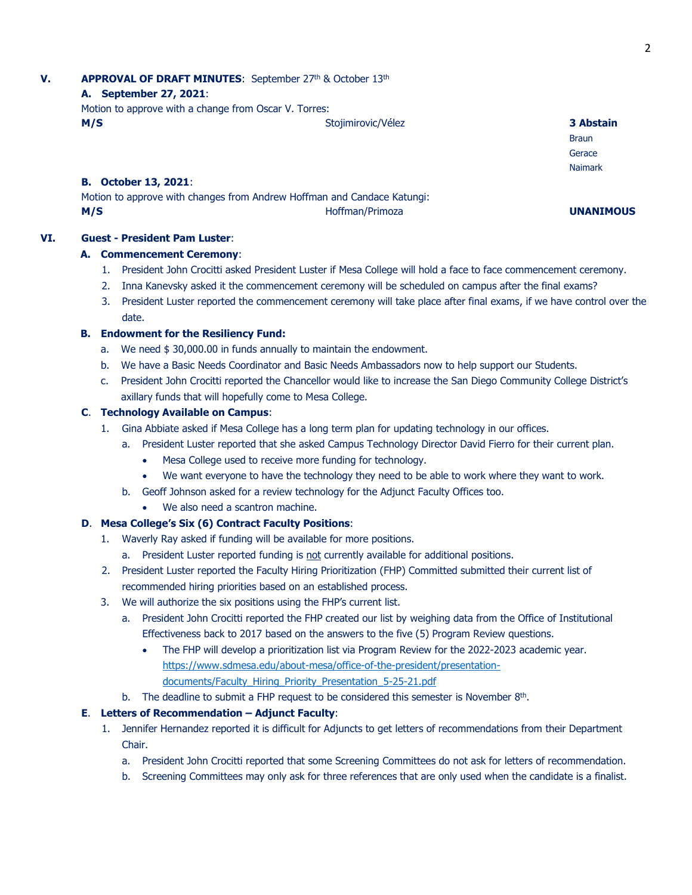**V. APPROVAL OF DRAFT MINUTES**: September 27th & October 13th

**A. September 27, 2021**:

Motion to approve with a change from Oscar V. Torres:

**M/S** Stojimirovic/Vélez **3 Abstain**

Braun
Gerace
Naimark

**B. October 13, 2021**:

Motion to approve with changes from Andrew Hoffman and Candace Katungi:

**M/S** Hoffman/Primoza **UNANIMOUS**

**VI. Guest - President Pam Luster**:

**A. Commencement Ceremony**:

1. President John Crocitti asked President Luster if Mesa College will hold a face to face commencement ceremony.
2. Inna Kanevsky asked it the commencement ceremony will be scheduled on campus after the final exams?
3. President Luster reported the commencement ceremony will take place after final exams, if we have control over the date.

**B. Endowment for the Resiliency Fund:**

a. We need $ 30,000.00 in funds annually to maintain the endowment.
b. We have a Basic Needs Coordinator and Basic Needs Ambassadors now to help support our Students.
c. President John Crocitti reported the Chancellor would like to increase the San Diego Community College District's axillary funds that will hopefully come to Mesa College.

**C. Technology Available on Campus**:

1. Gina Abbiate asked if Mesa College has a long term plan for updating technology in our offices.
   a. President Luster reported that she asked Campus Technology Director David Fierro for their current plan.
      - Mesa College used to receive more funding for technology.
      - We want everyone to have the technology they need to be able to work where they want to work.
   b. Geoff Johnson asked for a review technology for the Adjunct Faculty Offices too.
      - We also need a scantron machine.

**D. Mesa College's Six (6) Contract Faculty Positions**:

1. Waverly Ray asked if funding will be available for more positions.
   a. President Luster reported funding is not currently available for additional positions.
2. President Luster reported the Faculty Hiring Prioritization (FHP) Committed submitted their current list of recommended hiring priorities based on an established process.
3. We will authorize the six positions using the FHP's current list.
   a. President John Crocitti reported the FHP created our list by weighing data from the Office of Institutional Effectiveness back to 2017 based on the answers to the five (5) Program Review questions.
      - The FHP will develop a prioritization list via Program Review for the 2022-2023 academic year. https://www.sdmesa.edu/about-mesa/office-of-the-president/presentation-documents/Faculty_Hiring_Priority_Presentation_5-25-21.pdf
   b. The deadline to submit a FHP request to be considered this semester is November 8th.

**E. Letters of Recommendation – Adjunct Faculty**:

1. Jennifer Hernandez reported it is difficult for Adjuncts to get letters of recommendations from their Department Chair.
   a. President John Crocitti reported that some Screening Committees do not ask for letters of recommendation.
   b. Screening Committees may only ask for three references that are only used when the candidate is a finalist.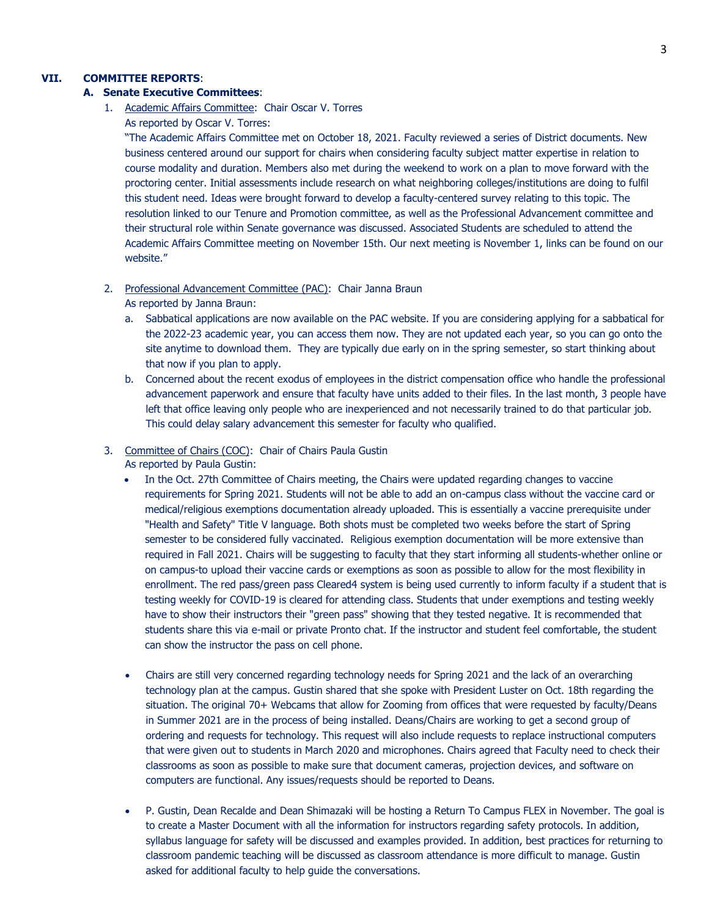## VII. COMMITTEE REPORTS:

### A. Senate Executive Committees:

1. Academic Affairs Committee: Chair Oscar V. Torres

   As reported by Oscar V. Torres:

   "The Academic Affairs Committee met on October 18, 2021. Faculty reviewed a series of District documents. New business centered around our support for chairs when considering faculty subject matter expertise in relation to course modality and duration. Members also met during the weekend to work on a plan to move forward with the proctoring center. Initial assessments include research on what neighboring colleges/institutions are doing to fulfil this student need. Ideas were brought forward to develop a faculty-centered survey relating to this topic. The resolution linked to our Tenure and Promotion committee, as well as the Professional Advancement committee and their structural role within Senate governance was discussed. Associated Students are scheduled to attend the Academic Affairs Committee meeting on November 15th. Our next meeting is November 1, links can be found on our website."

2. Professional Advancement Committee (PAC): Chair Janna Braun

   As reported by Janna Braun:

   a. Sabbatical applications are now available on the PAC website. If you are considering applying for a sabbatical for the 2022-23 academic year, you can access them now. They are not updated each year, so you can go onto the site anytime to download them. They are typically due early on in the spring semester, so start thinking about that now if you plan to apply.

   b. Concerned about the recent exodus of employees in the district compensation office who handle the professional advancement paperwork and ensure that faculty have units added to their files. In the last month, 3 people have left that office leaving only people who are inexperienced and not necessarily trained to do that particular job. This could delay salary advancement this semester for faculty who qualified.

3. Committee of Chairs (COC): Chair of Chairs Paula Gustin

   As reported by Paula Gustin:

   - In the Oct. 27th Committee of Chairs meeting, the Chairs were updated regarding changes to vaccine requirements for Spring 2021. Students will not be able to add an on-campus class without the vaccine card or medical/religious exemptions documentation already uploaded. This is essentially a vaccine prerequisite under "Health and Safety" Title V language. Both shots must be completed two weeks before the start of Spring semester to be considered fully vaccinated. Religious exemption documentation will be more extensive than required in Fall 2021. Chairs will be suggesting to faculty that they start informing all students-whether online or on campus-to upload their vaccine cards or exemptions as soon as possible to allow for the most flexibility in enrollment. The red pass/green pass Cleared4 system is being used currently to inform faculty if a student that is testing weekly for COVID-19 is cleared for attending class. Students that under exemptions and testing weekly have to show their instructors their "green pass" showing that they tested negative. It is recommended that students share this via e-mail or private Pronto chat. If the instructor and student feel comfortable, the student can show the instructor the pass on cell phone.

   - Chairs are still very concerned regarding technology needs for Spring 2021 and the lack of an overarching technology plan at the campus. Gustin shared that she spoke with President Luster on Oct. 18th regarding the situation. The original 70+ Webcams that allow for Zooming from offices that were requested by faculty/Deans in Summer 2021 are in the process of being installed. Deans/Chairs are working to get a second group of ordering and requests for technology. This request will also include requests to replace instructional computers that were given out to students in March 2020 and microphones. Chairs agreed that Faculty need to check their classrooms as soon as possible to make sure that document cameras, projection devices, and software on computers are functional. Any issues/requests should be reported to Deans.

   - P. Gustin, Dean Recalde and Dean Shimazaki will be hosting a Return To Campus FLEX in November. The goal is to create a Master Document with all the information for instructors regarding safety protocols. In addition, syllabus language for safety will be discussed and examples provided. In addition, best practices for returning to classroom pandemic teaching will be discussed as classroom attendance is more difficult to manage. Gustin asked for additional faculty to help guide the conversations.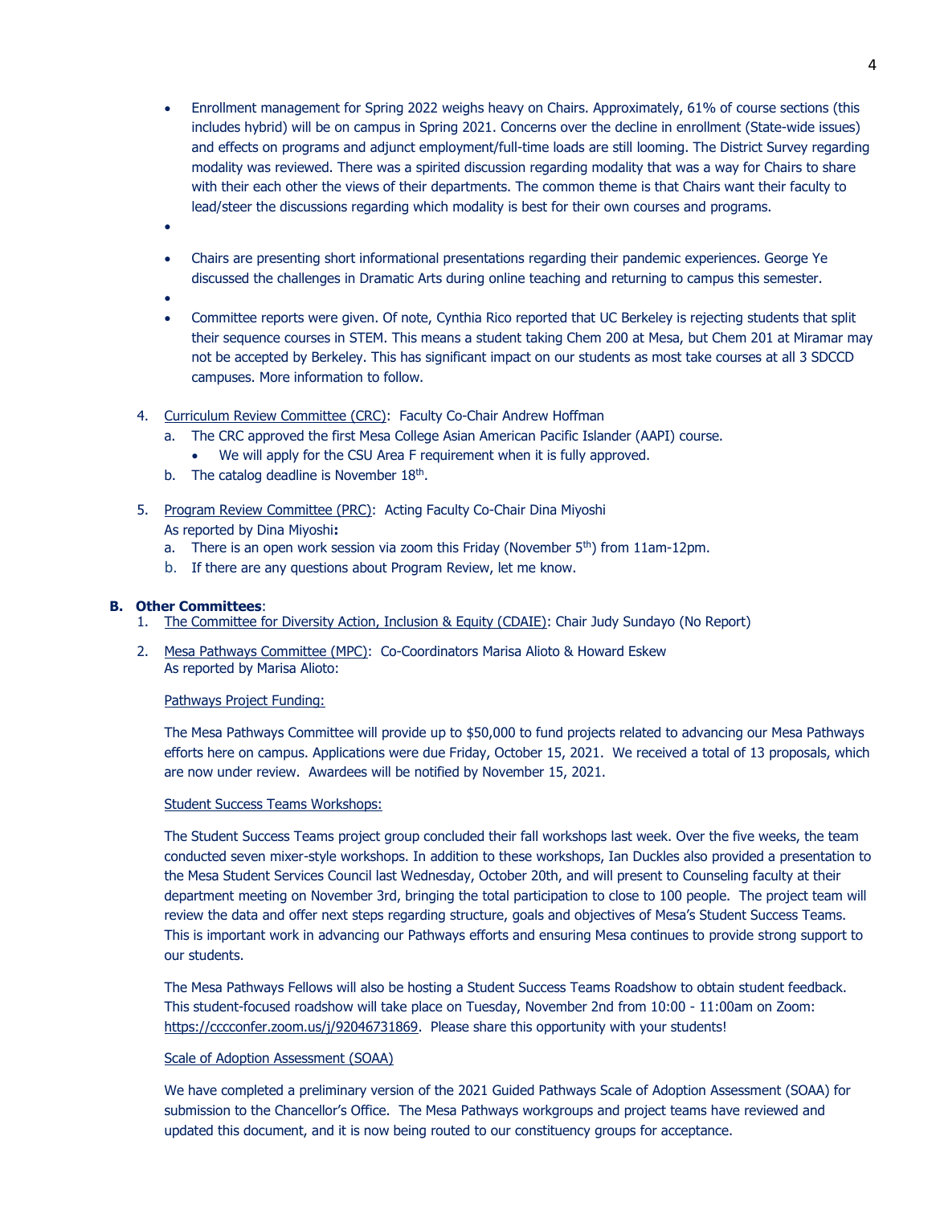- Enrollment management for Spring 2022 weighs heavy on Chairs. Approximately, 61% of course sections (this includes hybrid) will be on campus in Spring 2021. Concerns over the decline in enrollment (State-wide issues) and effects on programs and adjunct employment/full-time loads are still looming. The District Survey regarding modality was reviewed. There was a spirited discussion regarding modality that was a way for Chairs to share with their each other the views of their departments. The common theme is that Chairs want their faculty to lead/steer the discussions regarding which modality is best for their own courses and programs.
- Chairs are presenting short informational presentations regarding their pandemic experiences. George Ye discussed the challenges in Dramatic Arts during online teaching and returning to campus this semester.
- Committee reports were given. Of note, Cynthia Rico reported that UC Berkeley is rejecting students that split their sequence courses in STEM. This means a student taking Chem 200 at Mesa, but Chem 201 at Miramar may not be accepted by Berkeley. This has significant impact on our students as most take courses at all 3 SDCCD campuses. More information to follow.

4. Curriculum Review Committee (CRC): Faculty Co-Chair Andrew Hoffman
   a. The CRC approved the first Mesa College Asian American Pacific Islander (AAPI) course.
      - We will apply for the CSU Area F requirement when it is fully approved.
   b. The catalog deadline is November 18th.

5. Program Review Committee (PRC): Acting Faculty Co-Chair Dina Miyoshi
   As reported by Dina Miyoshi**:**
   a. There is an open work session via zoom this Friday (November 5th) from 11am-12pm.
   b. If there are any questions about Program Review, let me know.

**B. Other Committees**:

1. The Committee for Diversity Action, Inclusion & Equity (CDAIE): Chair Judy Sundayo (No Report)
2. Mesa Pathways Committee (MPC): Co-Coordinators Marisa Alioto & Howard Eskew
   As reported by Marisa Alioto:

   Pathways Project Funding:

   The Mesa Pathways Committee will provide up to $50,000 to fund projects related to advancing our Mesa Pathways efforts here on campus. Applications were due Friday, October 15, 2021. We received a total of 13 proposals, which are now under review. Awardees will be notified by November 15, 2021.

   Student Success Teams Workshops:

   The Student Success Teams project group concluded their fall workshops last week. Over the five weeks, the team conducted seven mixer-style workshops. In addition to these workshops, Ian Duckles also provided a presentation to the Mesa Student Services Council last Wednesday, October 20th, and will present to Counseling faculty at their department meeting on November 3rd, bringing the total participation to close to 100 people. The project team will review the data and offer next steps regarding structure, goals and objectives of Mesa's Student Success Teams. This is important work in advancing our Pathways efforts and ensuring Mesa continues to provide strong support to our students.

   The Mesa Pathways Fellows will also be hosting a Student Success Teams Roadshow to obtain student feedback. This student-focused roadshow will take place on Tuesday, November 2nd from 10:00 - 11:00am on Zoom: https://cccconfer.zoom.us/j/92046731869. Please share this opportunity with your students!

   Scale of Adoption Assessment (SOAA)

   We have completed a preliminary version of the 2021 Guided Pathways Scale of Adoption Assessment (SOAA) for submission to the Chancellor's Office. The Mesa Pathways workgroups and project teams have reviewed and updated this document, and it is now being routed to our constituency groups for acceptance.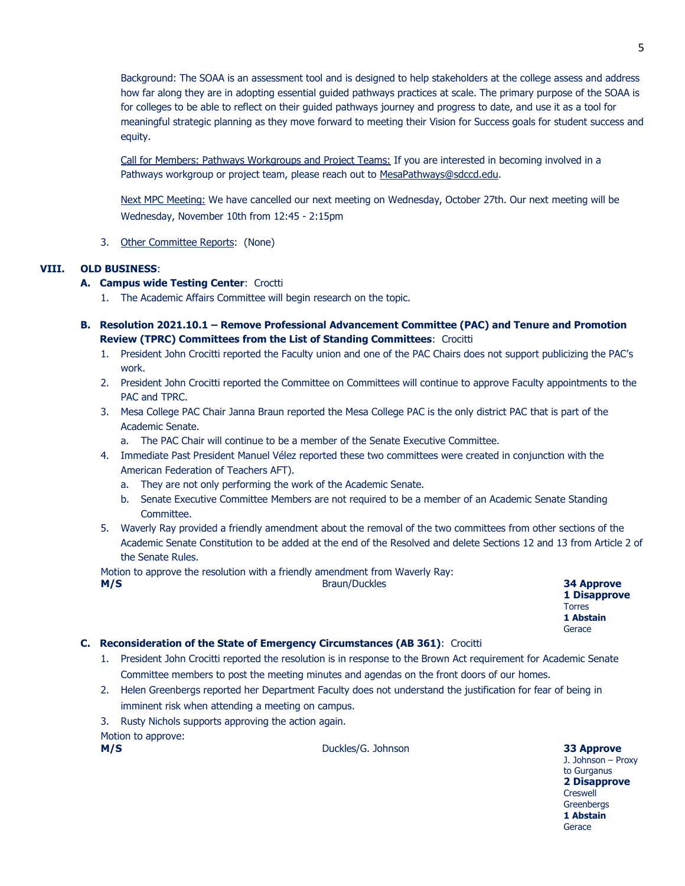Background: The SOAA is an assessment tool and is designed to help stakeholders at the college assess and address how far along they are in adopting essential guided pathways practices at scale. The primary purpose of the SOAA is for colleges to be able to reflect on their guided pathways journey and progress to date, and use it as a tool for meaningful strategic planning as they move forward to meeting their Vision for Success goals for student success and equity.

Call for Members: Pathways Workgroups and Project Teams: If you are interested in becoming involved in a Pathways workgroup or project team, please reach out to MesaPathways@sdccd.edu.

Next MPC Meeting: We have cancelled our next meeting on Wednesday, October 27th. Our next meeting will be Wednesday, November 10th from 12:45 - 2:15pm

3. Other Committee Reports: (None)

## VIII. OLD BUSINESS:

**A. Campus wide Testing Center**: Croctti

1. The Academic Affairs Committee will begin research on the topic.

**B. Resolution 2021.10.1 – Remove Professional Advancement Committee (PAC) and Tenure and Promotion Review (TPRC) Committees from the List of Standing Committees**: Crocitti

1. President John Crocitti reported the Faculty union and one of the PAC Chairs does not support publicizing the PAC's work.
2. President John Crocitti reported the Committee on Committees will continue to approve Faculty appointments to the PAC and TPRC.
3. Mesa College PAC Chair Janna Braun reported the Mesa College PAC is the only district PAC that is part of the Academic Senate.
   a. The PAC Chair will continue to be a member of the Senate Executive Committee.
4. Immediate Past President Manuel Vélez reported these two committees were created in conjunction with the American Federation of Teachers AFT).
   a. They are not only performing the work of the Academic Senate.
   b. Senate Executive Committee Members are not required to be a member of an Academic Senate Standing Committee.
5. Waverly Ray provided a friendly amendment about the removal of the two committees from other sections of the Academic Senate Constitution to be added at the end of the Resolved and delete Sections 12 and 13 from Article 2 of the Senate Rules.

Motion to approve the resolution with a friendly amendment from Waverly Ray:

**M/S** Braun/Duckles

**34 Approve**
**1 Disapprove**
Torres
**1 Abstain**
Gerace

**C. Reconsideration of the State of Emergency Circumstances (AB 361)**: Crocitti

1. President John Crocitti reported the resolution is in response to the Brown Act requirement for Academic Senate Committee members to post the meeting minutes and agendas on the front doors of our homes.
2. Helen Greenbergs reported her Department Faculty does not understand the justification for fear of being in imminent risk when attending a meeting on campus.
3. Rusty Nichols supports approving the action again.

Motion to approve:

**M/S** Duckles/G. Johnson

**33 Approve**
J. Johnson – Proxy to Gurganus
**2 Disapprove**
Creswell
Greenbergs
**1 Abstain**
Gerace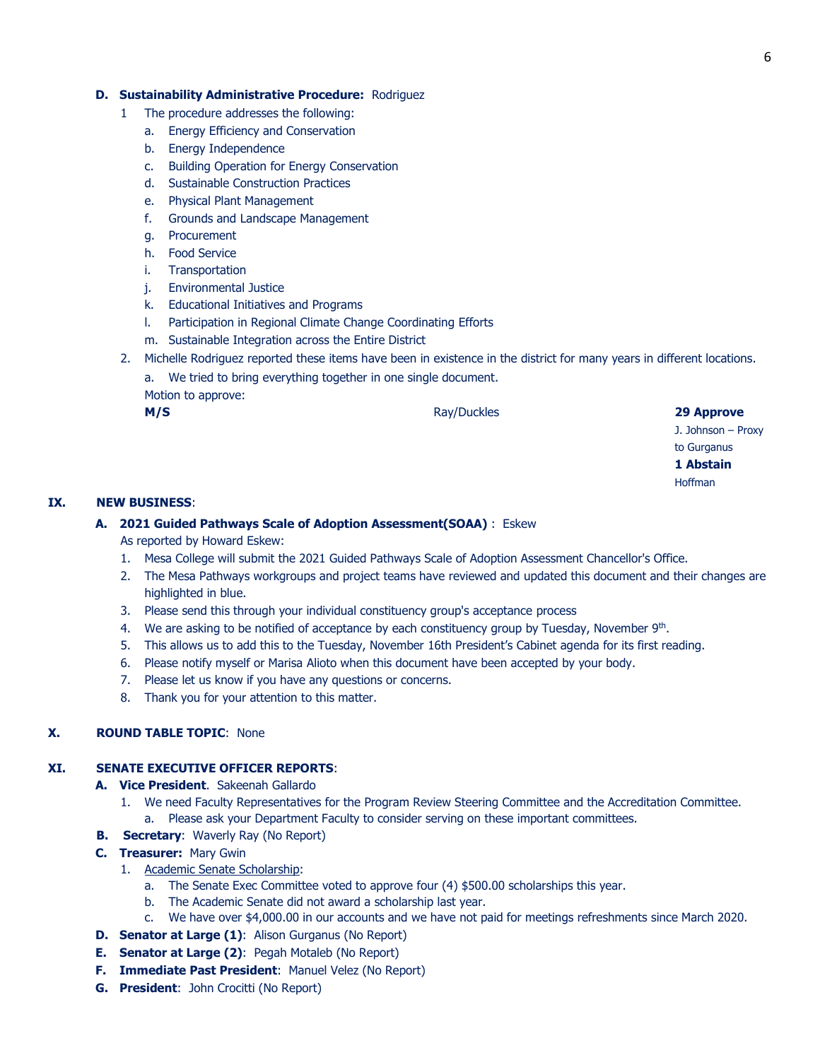**D. Sustainability Administrative Procedure:** Rodriguez

1. The procedure addresses the following:
   a. Energy Efficiency and Conservation
   b. Energy Independence
   c. Building Operation for Energy Conservation
   d. Sustainable Construction Practices
   e. Physical Plant Management
   f. Grounds and Landscape Management
   g. Procurement
   h. Food Service
   i. Transportation
   j. Environmental Justice
   k. Educational Initiatives and Programs
   l. Participation in Regional Climate Change Coordinating Efforts
   m. Sustainable Integration across the Entire District
2. Michelle Rodriguez reported these items have been in existence in the district for many years in different locations.
   a. We tried to bring everything together in one single document.

   Motion to approve:

| | | |
|---|---|---|
| **M/S** | Ray/Duckles | **29 Approve**<br>J. Johnson – Proxy to Gurganus<br>**1 Abstain**<br>Hoffman |

## IX. NEW BUSINESS:

**A. 2021 Guided Pathways Scale of Adoption Assessment(SOAA)** : Eskew

As reported by Howard Eskew:

1. Mesa College will submit the 2021 Guided Pathways Scale of Adoption Assessment Chancellor's Office.
2. The Mesa Pathways workgroups and project teams have reviewed and updated this document and their changes are highlighted in blue.
3. Please send this through your individual constituency group's acceptance process
4. We are asking to be notified of acceptance by each constituency group by Tuesday, November 9th.
5. This allows us to add this to the Tuesday, November 16th President's Cabinet agenda for its first reading.
6. Please notify myself or Marisa Alioto when this document have been accepted by your body.
7. Please let us know if you have any questions or concerns.
8. Thank you for your attention to this matter.

## X. ROUND TABLE TOPIC: None

## XI. SENATE EXECUTIVE OFFICER REPORTS:

**A. Vice President**. Sakeenah Gallardo

1. We need Faculty Representatives for the Program Review Steering Committee and the Accreditation Committee.
   a. Please ask your Department Faculty to consider serving on these important committees.

**B. Secretary**: Waverly Ray (No Report)

**C. Treasurer:** Mary Gwin

1. Academic Senate Scholarship:
   a. The Senate Exec Committee voted to approve four (4) $500.00 scholarships this year.
   b. The Academic Senate did not award a scholarship last year.
   c. We have over $4,000.00 in our accounts and we have not paid for meetings refreshments since March 2020.

**D. Senator at Large (1)**: Alison Gurganus (No Report)

**E. Senator at Large (2)**: Pegah Motaleb (No Report)

**F. Immediate Past President**: Manuel Velez (No Report)

**G. President**: John Crocitti (No Report)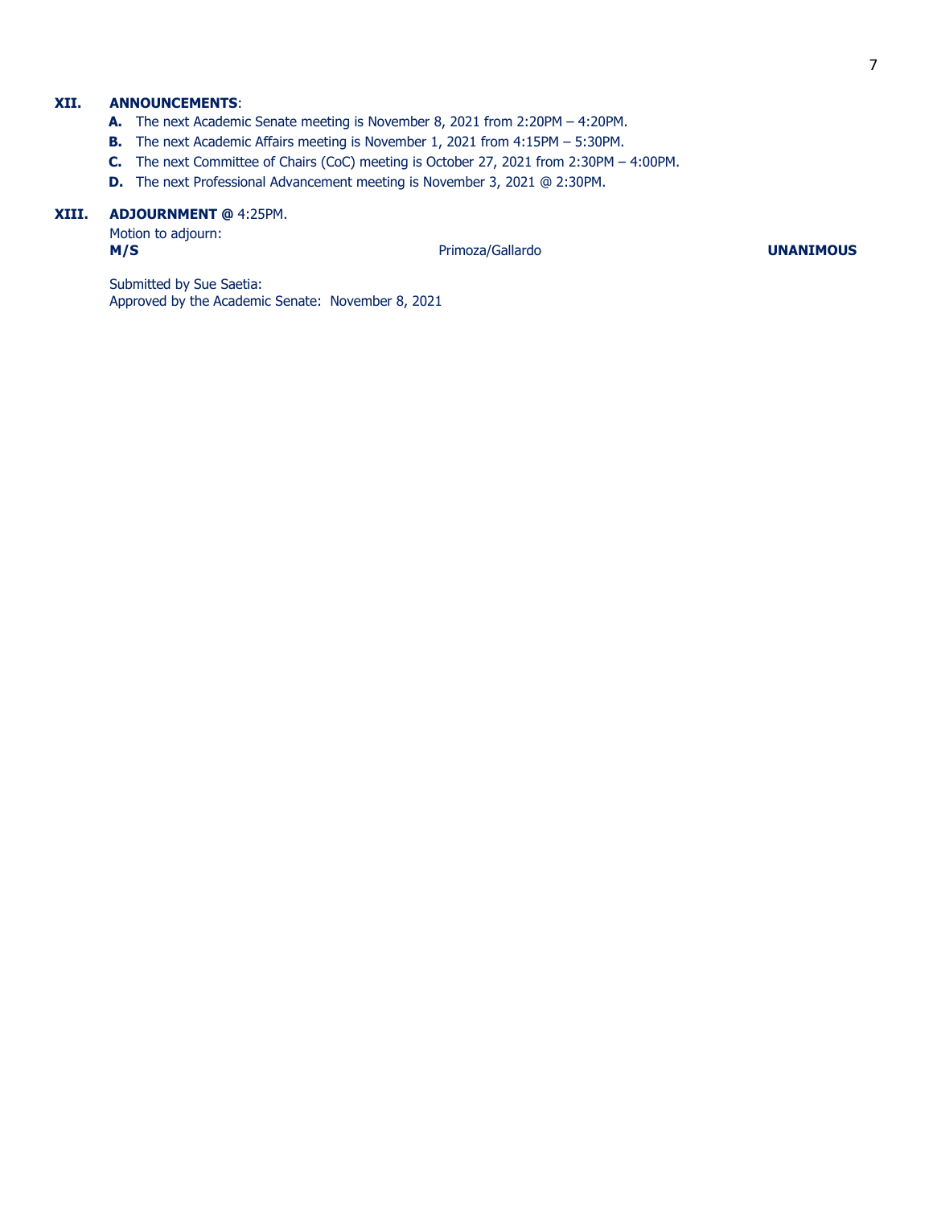## XII. ANNOUNCEMENTS:

- **A.** The next Academic Senate meeting is November 8, 2021 from 2:20PM – 4:20PM.
- **B.** The next Academic Affairs meeting is November 1, 2021 from 4:15PM – 5:30PM.
- **C.** The next Committee of Chairs (CoC) meeting is October 27, 2021 from 2:30PM – 4:00PM.
- **D.** The next Professional Advancement meeting is November 3, 2021 @ 2:30PM.

## XIII. ADJOURNMENT @ 4:25PM.

Motion to adjourn:

| | | |
|---|---|---|
| **M/S** | Primoza/Gallardo | **UNANIMOUS** |

Submitted by Sue Saetia:
Approved by the Academic Senate: November 8, 2021